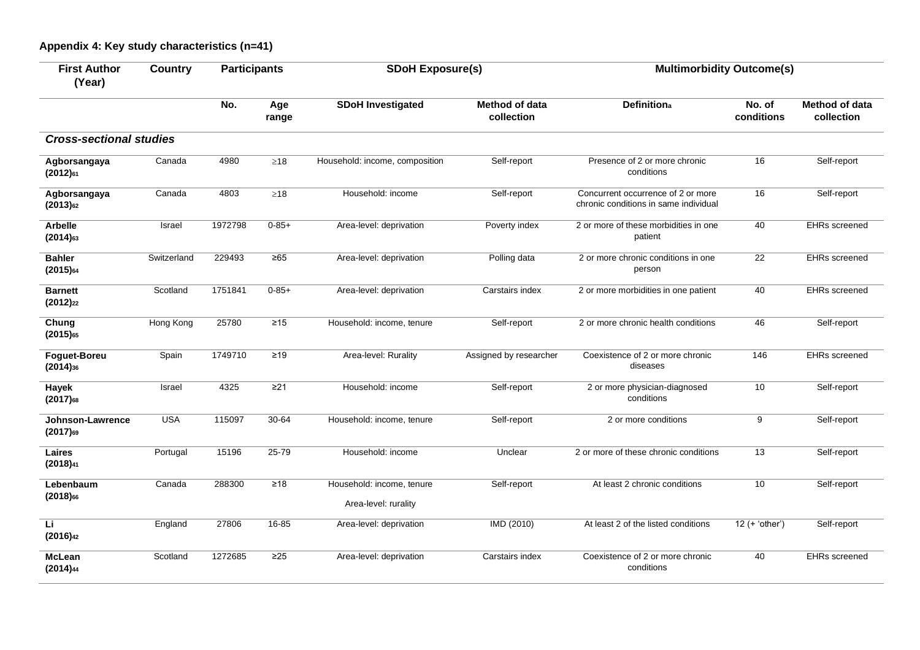**Appendix 4: Key study characteristics (n=41)**

| First Author (Year) | Country | Participants | | SDoH Exposure(s) | | Multimorbidity Outcome(s) | | |
|---|---|---|---|---|---|---|---|---|
| | | No. | Age range | SDoH Investigated | Method of data collection | Definition[a] | No. of conditions | Method of data collection |
| ***Cross-sectional studies*** | | | | | | | | |
| **Agborsangaya (2012)[61]** | Canada | 4980 | ≥18 | Household: income, composition | Self-report | Presence of 2 or more chronic conditions | 16 | Self-report |
| **Agborsangaya (2013)[62]** | Canada | 4803 | ≥18 | Household: income | Self-report | Concurrent occurrence of 2 or more chronic conditions in same individual | 16 | Self-report |
| **Arbelle (2014)[63]** | Israel | 1972798 | 0-85+ | Area-level: deprivation | Poverty index | 2 or more of these morbidities in one patient | 40 | EHRs screened |
| **Bahler (2015)[64]** | Switzerland | 229493 | ≥65 | Area-level: deprivation | Polling data | 2 or more chronic conditions in one person | 22 | EHRs screened |
| **Barnett (2012)[22]** | Scotland | 1751841 | 0-85+ | Area-level: deprivation | Carstairs index | 2 or more morbidities in one patient | 40 | EHRs screened |
| **Chung (2015)[65]** | Hong Kong | 25780 | ≥15 | Household: income, tenure | Self-report | 2 or more chronic health conditions | 46 | Self-report |
| **Foguet-Boreu (2014)[36]** | Spain | 1749710 | ≥19 | Area-level: Rurality | Assigned by researcher | Coexistence of 2 or more chronic diseases | 146 | EHRs screened |
| **Hayek (2017)[68]** | Israel | 4325 | ≥21 | Household: income | Self-report | 2 or more physician-diagnosed conditions | 10 | Self-report |
| **Johnson-Lawrence (2017)[69]** | USA | 115097 | 30-64 | Household: income, tenure | Self-report | 2 or more conditions | 9 | Self-report |
| **Laires (2018)[41]** | Portugal | 15196 | 25-79 | Household: income | Unclear | 2 or more of these chronic conditions | 13 | Self-report |
| **Lebenbaum (2018)[66]** | Canada | 288300 | ≥18 | Household: income, tenure<br>Area-level: rurality | Self-report | At least 2 chronic conditions | 10 | Self-report |
| **Li (2016)[42]** | England | 27806 | 16-85 | Area-level: deprivation | IMD (2010) | At least 2 of the listed conditions | 12 (+ 'other') | Self-report |
| **McLean (2014)[44]** | Scotland | 1272685 | ≥25 | Area-level: deprivation | Carstairs index | Coexistence of 2 or more chronic conditions | 40 | EHRs screened |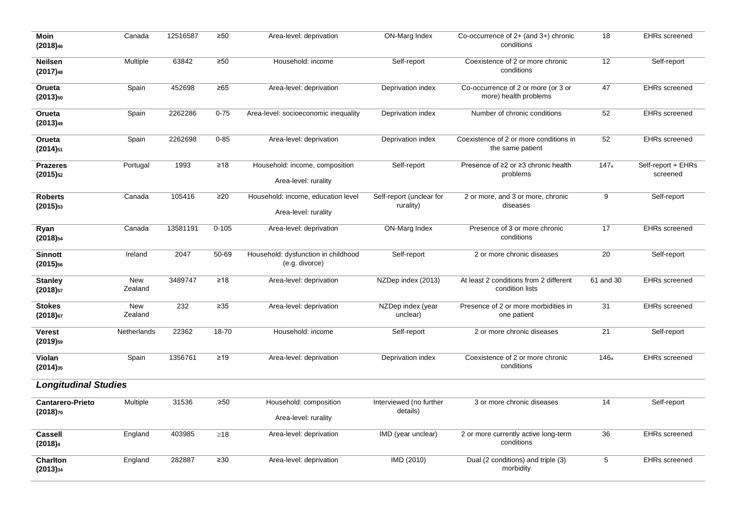| | | | | | | | | |
|---|---|---|---|---|---|---|---|---|
| **Moin (2018)[46]** | Canada | 12516587 | ≥50 | Area-level: deprivation | ON-Marg Index | Co-occurrence of 2+ (and 3+) chronic conditions | 18 | EHRs screened |
| **Neilsen (2017)[48]** | Multiple | 63842 | ≥50 | Household: income | Self-report | Coexistence of 2 or more chronic conditions | 12 | Self-report |
| **Orueta (2013)[50]** | Spain | 452698 | ≥65 | Area-level: deprivation | Deprivation index | Co-occurrence of 2 or more (or 3 or more) health problems | 47 | EHRs screened |
| **Orueta (2013)[49]** | Spain | 2262286 | 0-75 | Area-level: socioeconomic inequality | Deprivation index | Number of chronic conditions | 52 | EHRs screened |
| **Orueta (2014)[51]** | Spain | 2262698 | 0-85 | Area-level: deprivation | Deprivation index | Coexistence of 2 or more conditions in the same patient | 52 | EHRs screened |
| **Prazeres (2015)[52]** | Portugal | 1993 | ≥18 | Household: income, composition<br>Area-level: rurality | Self-report | Presence of ≥2 or ≥3 chronic health problems | 147[a] | Self-report + EHRs screened |
| **Roberts (2015)[53]** | Canada | 105416 | ≥20 | Household: income, education level<br>Area-level: rurality | Self-report (unclear for rurality) | 2 or more, and 3 or more, chronic diseases | 9 | Self-report |
| **Ryan (2018)[54]** | Canada | 13581191 | 0-105 | Area-level: deprivation | ON-Marg Index | Presence of 3 or more chronic conditions | 17 | EHRs screened |
| **Sinnott (2015)[56]** | Ireland | 2047 | 50-69 | Household: dysfunction in childhood (e.g. divorce) | Self-report | 2 or more chronic diseases | 20 | Self-report |
| **Stanley (2018)[57]** | New Zealand | 3489747 | ≥18 | Area-level: deprivation | NZDep index (2013) | At least 2 conditions from 2 different condition lists | 61 and 30 | EHRs screened |
| **Stokes (2018)[67]** | New Zealand | 232 | ≥35 | Area-level: deprivation | NZDep index (year unclear) | Presence of 2 or more morbidities in one patient | 31 | EHRs screened |
| **Verest (2019)[59]** | Netherlands | 22362 | 18-70 | Household: income | Self-report | 2 or more chronic diseases | 21 | Self-report |
| **Violan (2014)[35]** | Spain | 1356761 | ≥19 | Area-level: deprivation | Deprivation index | Coexistence of 2 or more chronic conditions | 146[a] | EHRs screened |
| ***Longitudinal Studies*** | | | | | | | | |
| **Cantarero-Prieto (2018)[70]** | Multiple | 31536 | :≥50 | Household: composition<br>Area-level: rurality | Interviewed (no further details) | 3 or more chronic diseases | 14 | Self-report |
| **Cassell (2018)[4]** | England | 403985 | ≥18 | Area-level: deprivation | IMD (year unclear) | 2 or more currently active long-term conditions | 36 | EHRs screened |
| **Charlton (2013)[34]** | England | 282887 | ≥30 | Area-level: deprivation | IMD (2010) | Dual (2 conditions) and triple (3) morbidity | 5 | EHRs screened |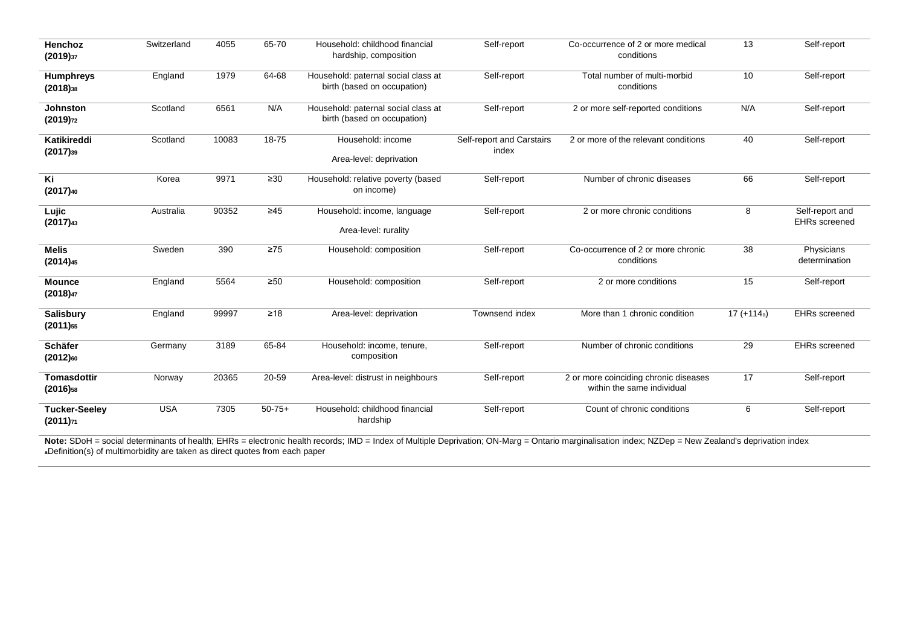| | | | | | | | | |
|---|---|---|---|---|---|---|---|---|
| **Henchoz (2019)[37]** | Switzerland | 4055 | 65-70 | Household: childhood financial hardship, composition | Self-report | Co-occurrence of 2 or more medical conditions | 13 | Self-report |
| **Humphreys (2018)[38]** | England | 1979 | 64-68 | Household: paternal social class at birth (based on occupation) | Self-report | Total number of multi-morbid conditions | 10 | Self-report |
| **Johnston (2019)[72]** | Scotland | 6561 | N/A | Household: paternal social class at birth (based on occupation) | Self-report | 2 or more self-reported conditions | N/A | Self-report |
| **Katikireddi (2017)[39]** | Scotland | 10083 | 18-75 | Household: income<br>Area-level: deprivation | Self-report and Carstairs index | 2 or more of the relevant conditions | 40 | Self-report |
| **Ki (2017)[40]** | Korea | 9971 | ≥30 | Household: relative poverty (based on income) | Self-report | Number of chronic diseases | 66 | Self-report |
| **Lujic (2017)[43]** | Australia | 90352 | ≥45 | Household: income, language<br>Area-level: rurality | Self-report | 2 or more chronic conditions | 8 | Self-report and EHRs screened |
| **Melis (2014)[45]** | Sweden | 390 | ≥75 | Household: composition | Self-report | Co-occurrence of 2 or more chronic conditions | 38 | Physicians determination |
| **Mounce (2018)[47]** | England | 5564 | ≥50 | Household: composition | Self-report | 2 or more conditions | 15 | Self-report |
| **Salisbury (2011)[55]** | England | 99997 | ≥18 | Area-level: deprivation | Townsend index | More than 1 chronic condition | 17 (+114[a]) | EHRs screened |
| **Schäfer (2012)[60]** | Germany | 3189 | 65-84 | Household: income, tenure, composition | Self-report | Number of chronic conditions | 29 | EHRs screened |
| **Tomasdottir (2016)[58]** | Norway | 20365 | 20-59 | Area-level: distrust in neighbours | Self-report | 2 or more coinciding chronic diseases within the same individual | 17 | Self-report |
| **Tucker-Seeley (2011)[71]** | USA | 7305 | 50-75+ | Household: childhood financial hardship | Self-report | Count of chronic conditions | 6 | Self-report |

**Note:** SDoH = social determinants of health; EHRs = electronic health records; IMD = Index of Multiple Deprivation; ON-Marg = Ontario marginalisation index; NZDep = New Zealand's deprivation index
[a]Definition(s) of multimorbidity are taken as direct quotes from each paper